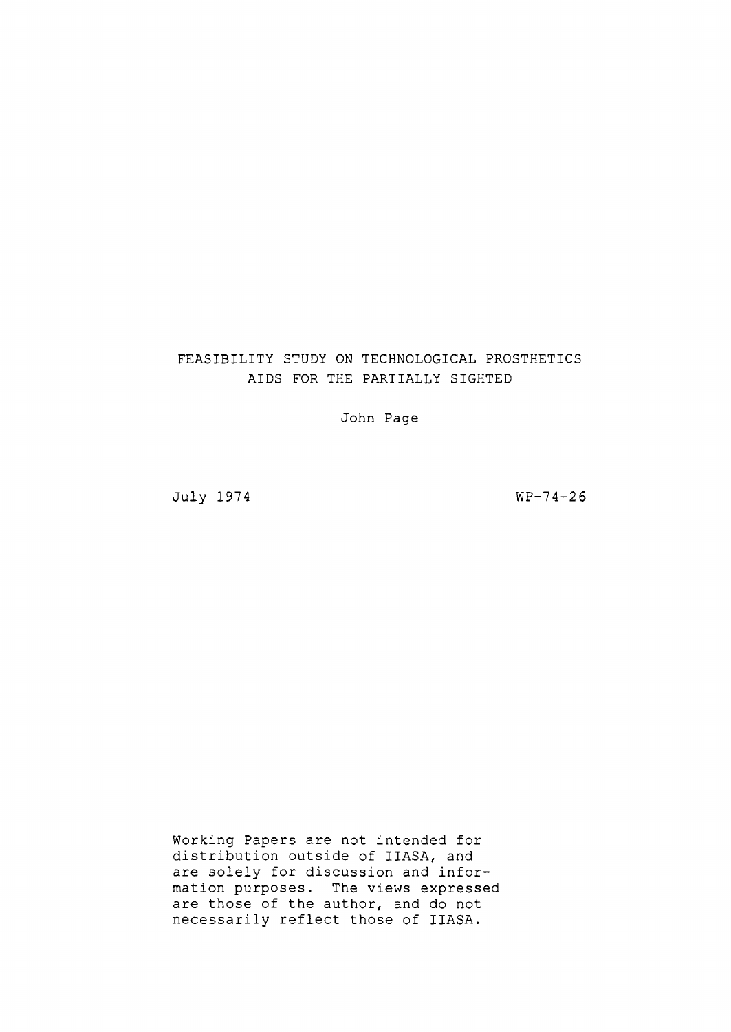# FEASIBILITY STUDY ON TECHNOLOGICAL PROSTHETICS AIDS FOR THE PARTIALLY SIGHTED

John Page

July 1974

WP-74-26

Working Papers are not intended for distribution outside of IIASA, and are solely for discussion and information purposes. The views expressed are those of the author, and do not necessarily reflect those of IIASA.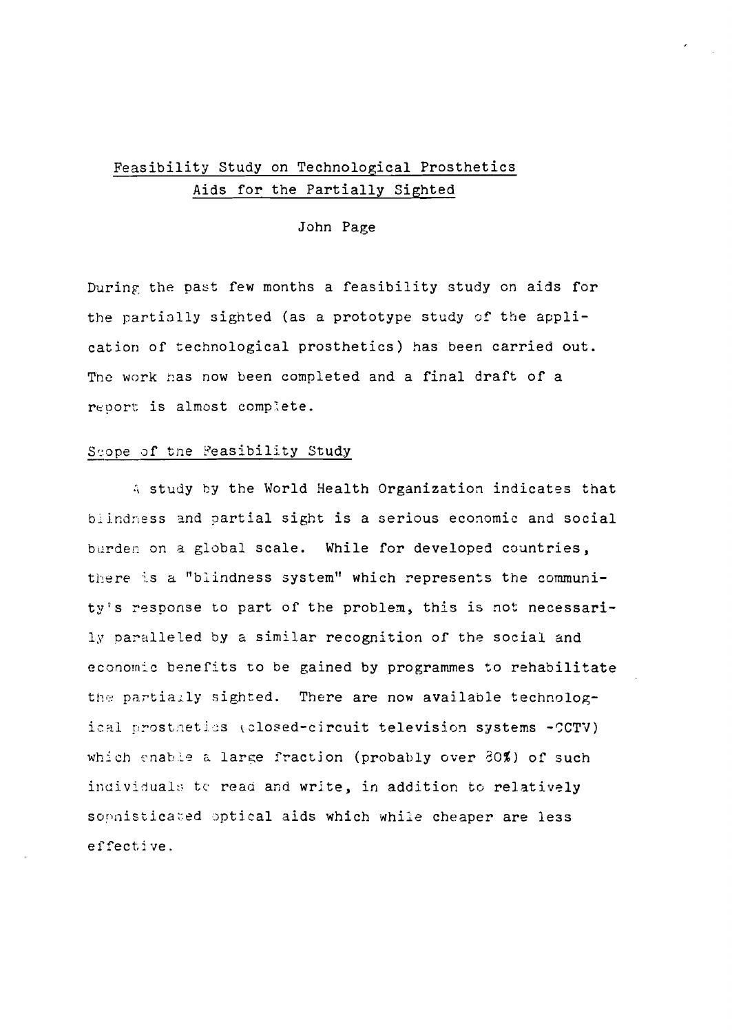# Feasibility Study on Technological Prosthetics Aids for the Partially Sighted

John Page

During the past few months a feasibility study on aids for the partially sighted (as a prototype study of the application of technological prosthetics) has been carried out. The work has now been completed and a final draft of a report is almost complete.

## Scope of the Feasibility Study

A study by the World Health Organization indicates that blindness and partial sight is a serious economic and social burden on a global scale. While for developed countries, there is a "blindness system" which represents the community's response to part of the problem, this is not necessarily paralleled by a similar recognition of the social and economic benefits to be gained by programmes to rehabilitate the partially sighted. There are now available technological prosthetics (closed-circuit television systems -CCTV) which enable a large fraction (probably over 80%) of such individuals to read and write, in addition to relatively sophisticated optical aids which while cheaper are less effective.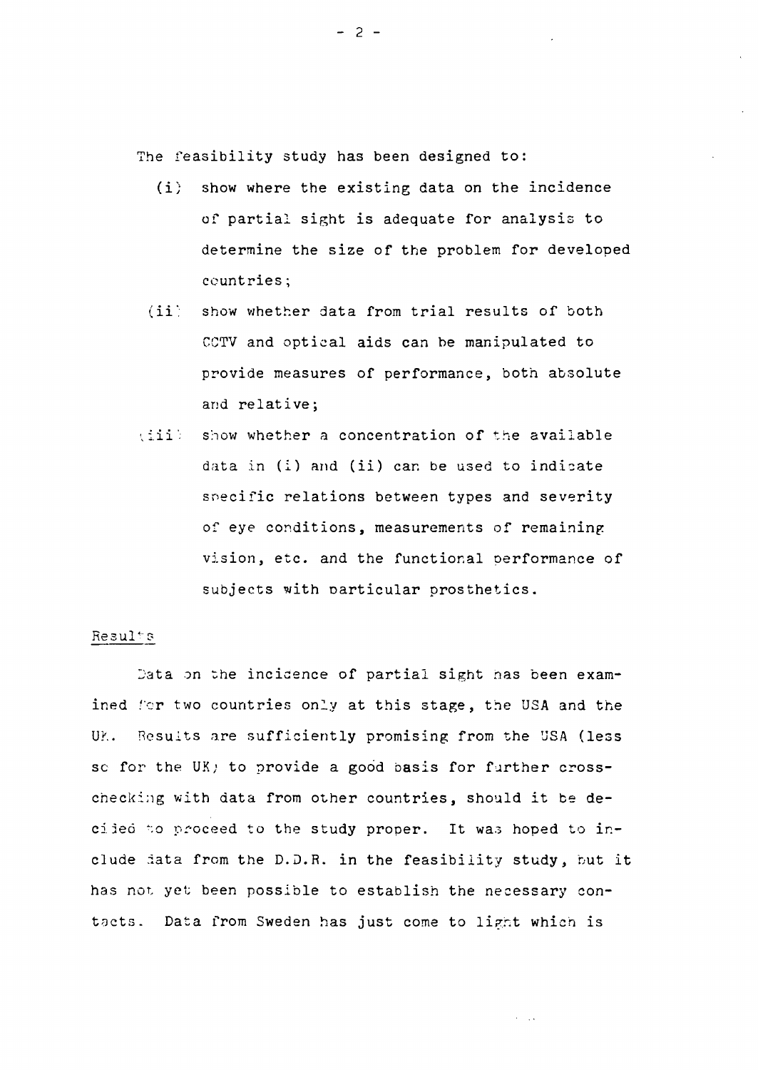The feasibility study has been designed to:

(i) show where the existing data on the incidence of partial sight is adequate for analysis to determine the size of the problem for developed countries;

(ii) show whether data from trial results of both CCTV and optical aids can be manipulated to provide measures of performance, both absolute and relative;

(iii) show whether a concentration of the available data in (i) and (ii) can be used to indicate specific relations between types and severity of eye conditions, measurements of remaining vision, etc. and the functional performance of subjects with particular prosthetics.

Results

Data on the incidence of partial sight has been examined for two countries only at this stage, the USA and the UK. Results are sufficiently promising from the USA (less so for the UK) to provide a good basis for further cross-checking with data from other countries, should it be decided to proceed to the study proper. It was hoped to include data from the D.D.R. in the feasibility study, but it has not yet been possible to establish the necessary contacts. Data from Sweden has just come to light which is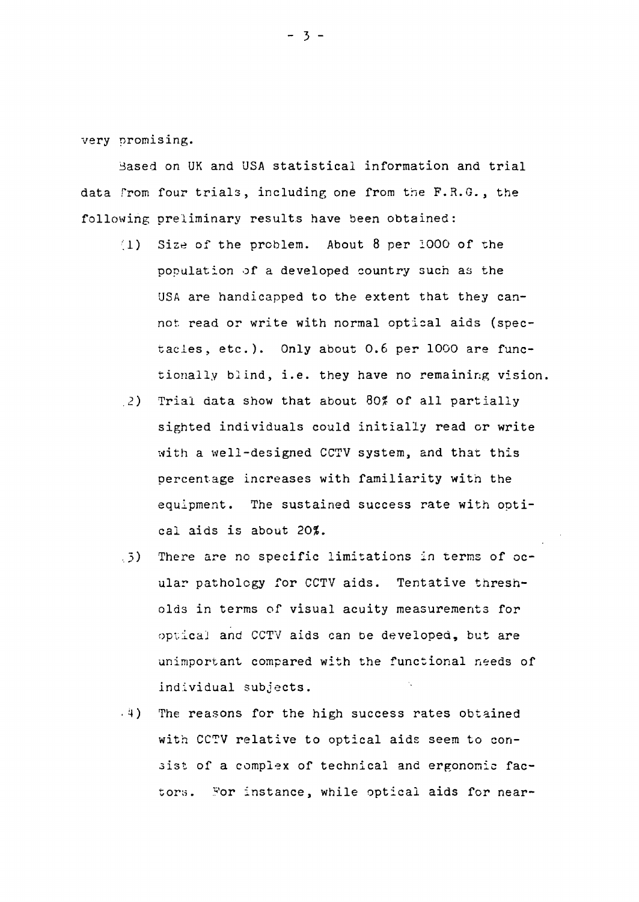very promising.

Based on UK and USA statistical information and trial data from four trials, including one from the F.R.G., the following preliminary results have been obtained:

(1) Size of the problem. About 8 per 1000 of the population of a developed country such as the USA are handicapped to the extent that they cannot read or write with normal optical aids (spectacles, etc.). Only about 0.6 per 1000 are functionally blind, i.e. they have no remaining vision.

(2) Trial data show that about 80% of all partially sighted individuals could initially read or write with a well-designed CCTV system, and that this percentage increases with familiarity with the equipment. The sustained success rate with optical aids is about 20%.

(3) There are no specific limitations in terms of ocular pathology for CCTV aids. Tentative thresholds in terms of visual acuity measurements for optical and CCTV aids can be developed, but are unimportant compared with the functional needs of individual subjects.

(4) The reasons for the high success rates obtained with CCTV relative to optical aids seem to consist of a complex of technical and ergonomic factors. For instance, while optical aids for near-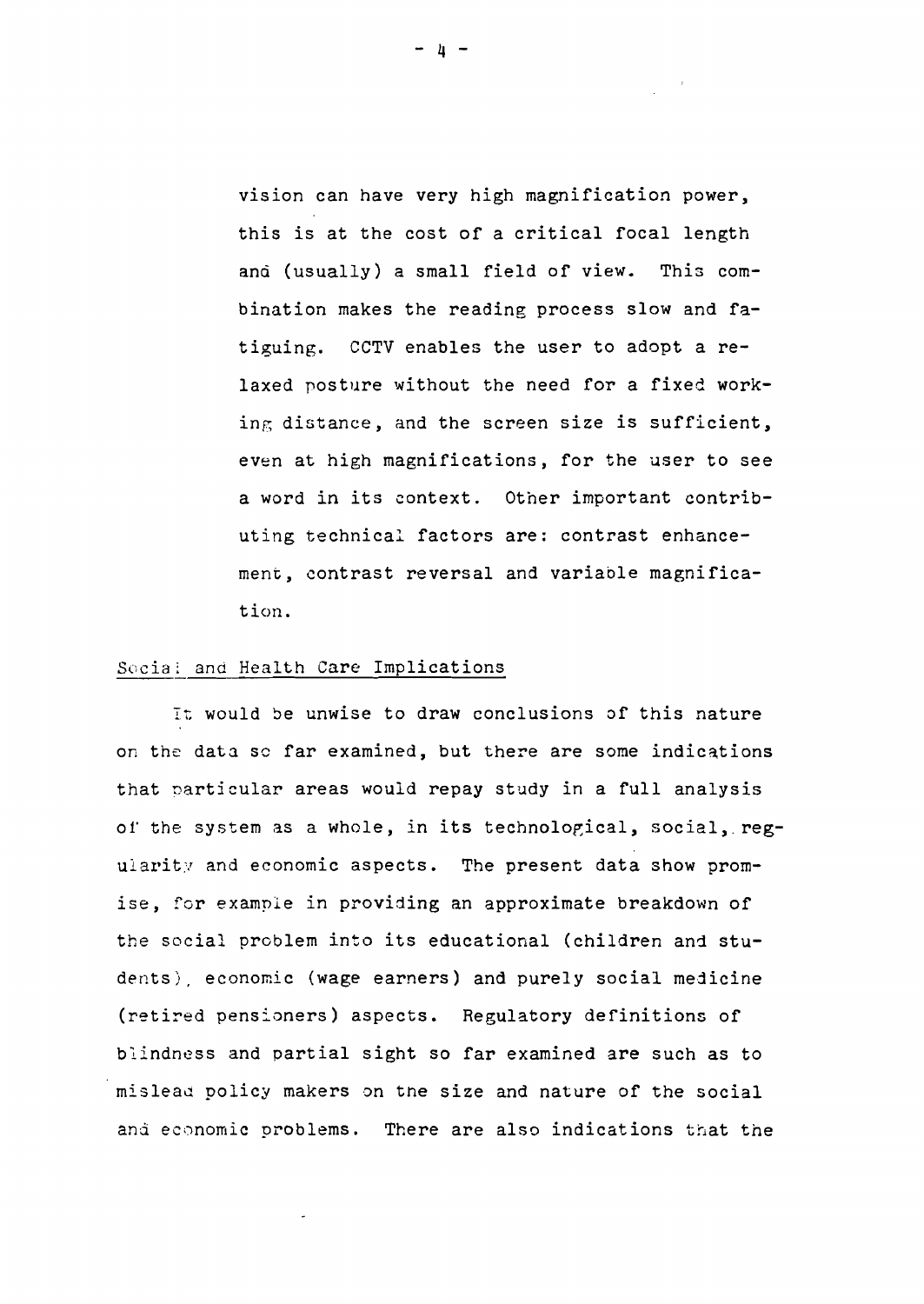vision can have very high magnification power, this is at the cost of a critical focal length and (usually) a small field of view. This combination makes the reading process slow and fatiguing. CCTV enables the user to adopt a relaxed posture without the need for a fixed working distance, and the screen size is sufficient, even at high magnifications, for the user to see a word in its context. Other important contributing technical factors are: contrast enhancement, contrast reversal and variable magnification.

## Social and Health Care Implications

It would be unwise to draw conclusions of this nature on the data so far examined, but there are some indications that particular areas would repay study in a full analysis of the system as a whole, in its technological, social, regularity and economic aspects. The present data show promise, for example in providing an approximate breakdown of the social problem into its educational (children and students), economic (wage earners) and purely social medicine (retired pensioners) aspects. Regulatory definitions of blindness and partial sight so far examined are such as to mislead policy makers on the size and nature of the social and economic problems. There are also indications that the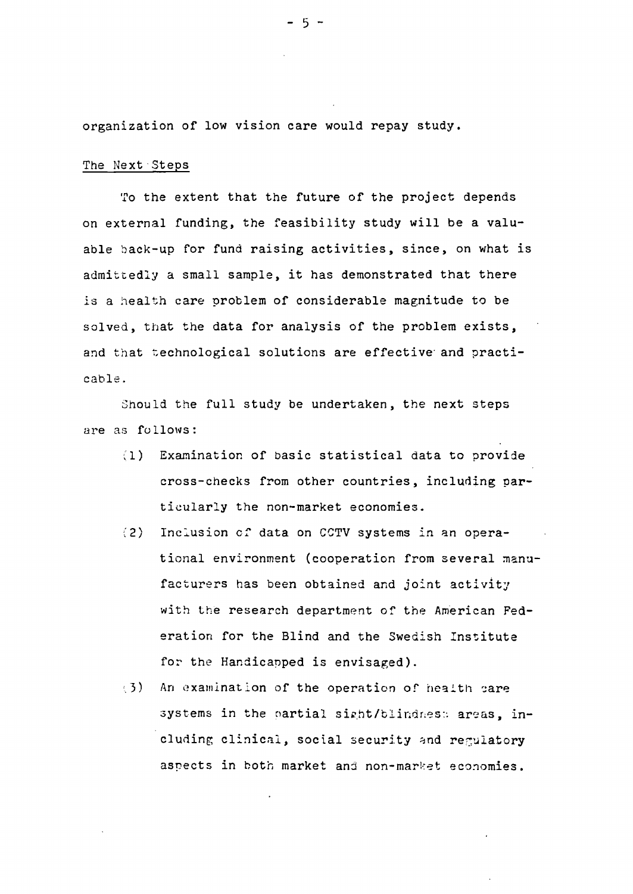organization of low vision care would repay study.

## The Next Steps

To the extent that the future of the project depends on external funding, the feasibility study will be a valuable back-up for fund raising activities, since, on what is admittedly a small sample, it has demonstrated that there is a health care problem of considerable magnitude to be solved, that the data for analysis of the problem exists, and that technological solutions are effective and practicable.

Should the full study be undertaken, the next steps are as follows:

(1) Examination of basic statistical data to provide cross-checks from other countries, including particularly the non-market economies.

(2) Inclusion of data on CCTV systems in an operational environment (cooperation from several manufacturers has been obtained and joint activity with the research department of the American Federation for the Blind and the Swedish Institute for the Handicapped is envisaged).

(3) An examination of the operation of health care systems in the partial sight/blindness areas, including clinical, social security and regulatory aspects in both market and non-market economies.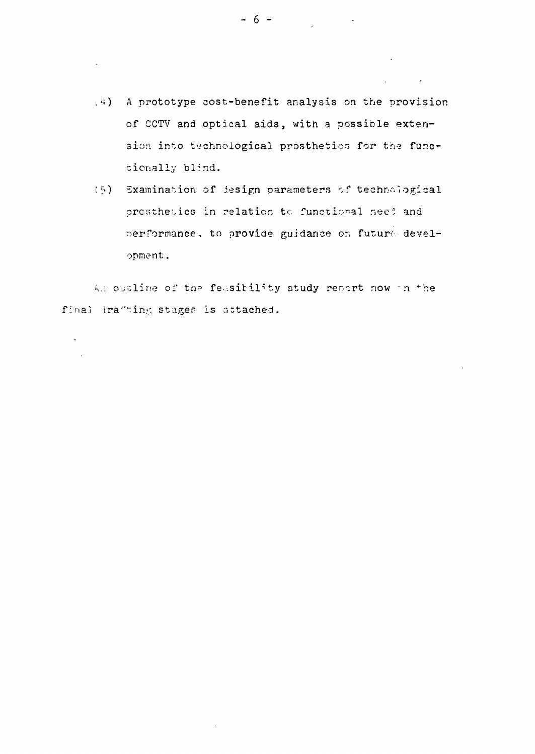(4) A prototype cost-benefit analysis on the provision of CCTV and optical aids, with a possible extension into technological prosthetics for the functionally blind.

(5) Examination of design parameters of technological prosthetics in relation to functional need and performance, to provide guidance on future development.

An outline of the feasibility study report now in the final drafting stages is attached.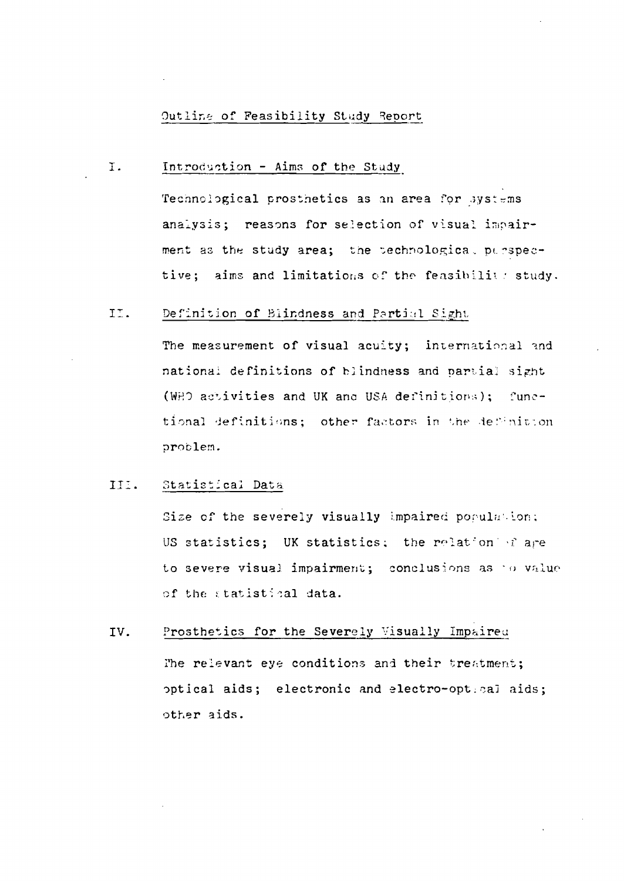# Outline of Feasibility Study Report

## I. Introduction - Aims of the Study

Technological prosthetics as an area for systems analysis; reasons for selection of visual impairment as the study area; the technological perspective; aims and limitations of the feasibility study.

## II. Definition of Blindness and Partial Sight

The measurement of visual acuity; international and national definitions of blindness and partial sight (WHO activities and UK and USA definitions); functional definitions; other factors in the definition problem.

## III. Statistical Data

Size of the severely visually impaired population; US statistics; UK statistics; the relation of age to severe visual impairment; conclusions as to value of the statistical data.

## IV. Prosthetics for the Severely Visually Impaired

The relevant eye conditions and their treatment; optical aids; electronic and electro-optical aids; other aids.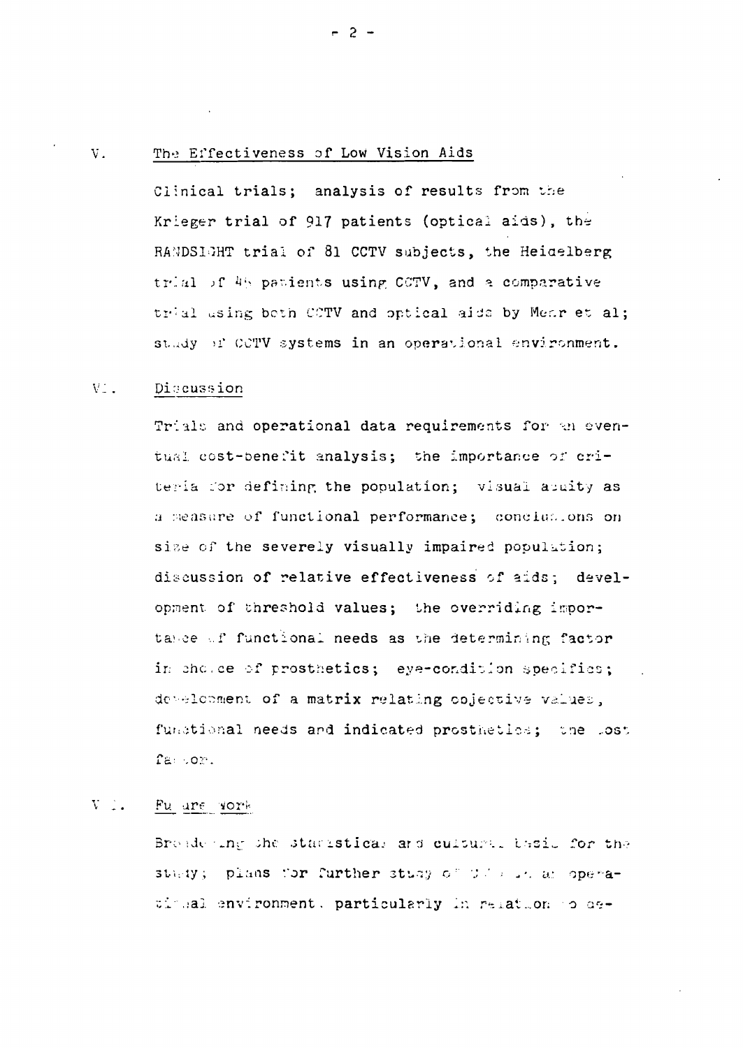## V. The Effectiveness of Low Vision Aids

Clinical trials; analysis of results from the Krieger trial of 917 patients (optical aids), the RANDSIGHT trial of 81 CCTV subjects, the Heidelberg trial of 46 patients using CCTV, and a comparative trial using both CCTV and optical aids by Mehr et al; study of CCTV systems in an operational environment.

## VI. Discussion

Trials and operational data requirements for an eventual cost-benefit analysis; the importance of criteria for defining the population; visual acuity as a measure of functional performance; conclusions on size of the severely visually impaired population; discussion of relative effectiveness of aids; development of threshold values; the overriding importance of functional needs as the determining factor in choice of prosthetics; eye-condition specifics; development of a matrix relating objective values, functional needs and indicated prosthetics; the cost factor.

## VII. Future Work

Broadening the statistical and cultural basis for the study; plans for further study of CCTV in an operational environment, particularly in relation to de-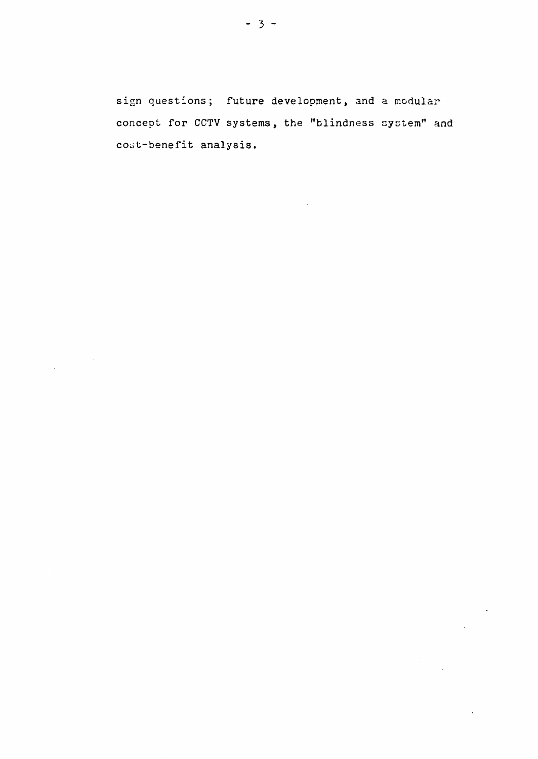sign questions; future development, and a modular concept for CCTV systems, the "blindness system" and cost-benefit analysis.